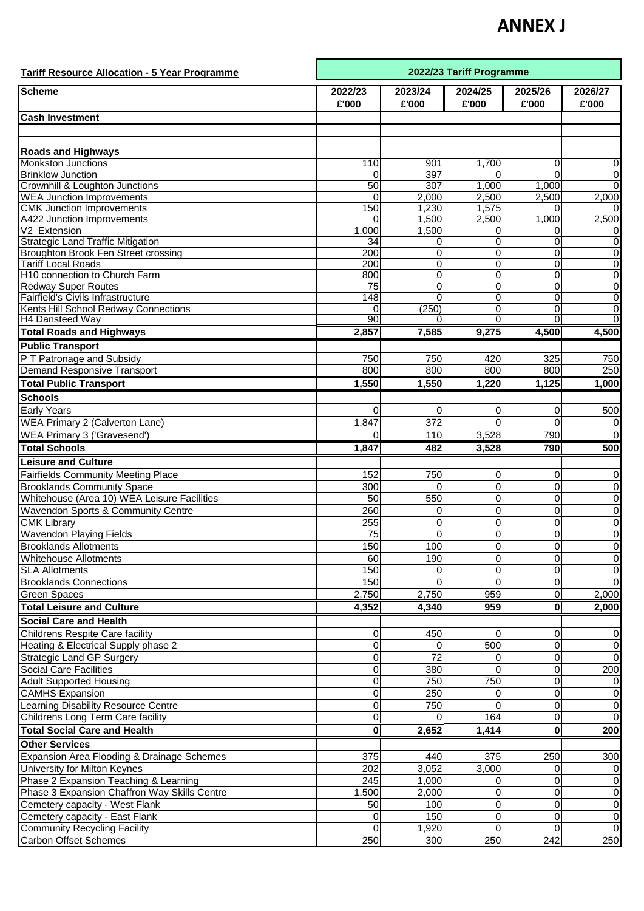# ANNEX J

| Tariff Resource Allocation - 5 Year Programme | 2022/23 Tariff Programme | | | | |
|---|---|---|---|---|---|
| **Scheme** | **2022/23 £'000** | **2023/24 £'000** | **2024/25 £'000** | **2025/26 £'000** | **2026/27 £'000** |
| **Cash Investment** | | | | | |
| | | | | | |
| **Roads and Highways** | | | | | |
| Monkston Junctions | 110 | 901 | 1,700 | 0 | 0 |
| Brinklow Junction | 0 | 397 | 0 | 0 | 0 |
| Crownhill & Loughton Junctions | 50 | 307 | 1,000 | 1,000 | 0 |
| WEA Junction Improvements | 0 | 2,000 | 2,500 | 2,500 | 2,000 |
| CMK Junction Improvements | 150 | 1,230 | 1,575 | 0 | 0 |
| A422 Junction Improvements | 0 | 1,500 | 2,500 | 1,000 | 2,500 |
| V2 Extension | 1,000 | 1,500 | 0 | 0 | 0 |
| Strategic Land Traffic Mitigation | 34 | 0 | 0 | 0 | 0 |
| Broughton Brook Fen Street crossing | 200 | 0 | 0 | 0 | 0 |
| Tariff Local Roads | 200 | 0 | 0 | 0 | 0 |
| H10 connection to Church Farm | 800 | 0 | 0 | 0 | 0 |
| Redway Super Routes | 75 | 0 | 0 | 0 | 0 |
| Fairfield's Civils Infrastructure | 148 | 0 | 0 | 0 | 0 |
| Kents Hill School Redway Connections | 0 | (250) | 0 | 0 | 0 |
| H4 Dansteed Way | 90 | 0 | 0 | 0 | 0 |
| **Total Roads and Highways** | **2,857** | **7,585** | **9,275** | **4,500** | **4,500** |
| **Public Transport** | | | | | |
| P T Patronage and Subsidy | 750 | 750 | 420 | 325 | 750 |
| Demand Responsive Transport | 800 | 800 | 800 | 800 | 250 |
| **Total Public Transport** | **1,550** | **1,550** | **1,220** | **1,125** | **1,000** |
| **Schools** | | | | | |
| Early Years | 0 | 0 | 0 | 0 | 500 |
| WEA Primary 2 (Calverton Lane) | 1,847 | 372 | 0 | 0 | 0 |
| WEA Primary 3 ('Gravesend') | 0 | 110 | 3,528 | 790 | 0 |
| **Total Schools** | **1,847** | **482** | **3,528** | **790** | **500** |
| **Leisure and Culture** | | | | | |
| Fairfields Community Meeting Place | 152 | 750 | 0 | 0 | 0 |
| Brooklands Community Space | 300 | 0 | 0 | 0 | 0 |
| Whitehouse (Area 10) WEA Leisure Facilities | 50 | 550 | 0 | 0 | 0 |
| Wavendon Sports & Community Centre | 260 | 0 | 0 | 0 | 0 |
| CMK Library | 255 | 0 | 0 | 0 | 0 |
| Wavendon Playing Fields | 75 | 0 | 0 | 0 | 0 |
| Brooklands Allotments | 150 | 100 | 0 | 0 | 0 |
| Whitehouse Allotments | 60 | 190 | 0 | 0 | 0 |
| SLA Allotments | 150 | 0 | 0 | 0 | 0 |
| Brooklands Connections | 150 | 0 | 0 | 0 | 0 |
| Green Spaces | 2,750 | 2,750 | 959 | 0 | 2,000 |
| **Total Leisure and Culture** | **4,352** | **4,340** | **959** | **0** | **2,000** |
| **Social Care and Health** | | | | | |
| Childrens Respite Care facility | 0 | 450 | 0 | 0 | 0 |
| Heating & Electrical Supply phase 2 | 0 | 0 | 500 | 0 | 0 |
| Strategic Land GP Surgery | 0 | 72 | 0 | 0 | 0 |
| Social Care Facilities | 0 | 380 | 0 | 0 | 200 |
| Adult Supported Housing | 0 | 750 | 750 | 0 | 0 |
| CAMHS Expansion | 0 | 250 | 0 | 0 | 0 |
| Learning Disability Resource Centre | 0 | 750 | 0 | 0 | 0 |
| Childrens Long Term Care facility | 0 | 0 | 164 | 0 | 0 |
| **Total Social Care and Health** | **0** | **2,652** | **1,414** | **0** | **200** |
| **Other Services** | | | | | |
| Expansion Area Flooding & Drainage Schemes | 375 | 440 | 375 | 250 | 300 |
| University for Milton Keynes | 202 | 3,052 | 3,000 | 0 | 0 |
| Phase 2 Expansion Teaching & Learning | 245 | 1,000 | 0 | 0 | 0 |
| Phase 3 Expansion Chaffron Way Skills Centre | 1,500 | 2,000 | 0 | 0 | 0 |
| Cemetery capacity - West Flank | 50 | 100 | 0 | 0 | 0 |
| Cemetery capacity - East Flank | 0 | 150 | 0 | 0 | 0 |
| Community Recycling Facility | 0 | 1,920 | 0 | 0 | 0 |
| Carbon Offset Schemes | 250 | 300 | 250 | 242 | 250 |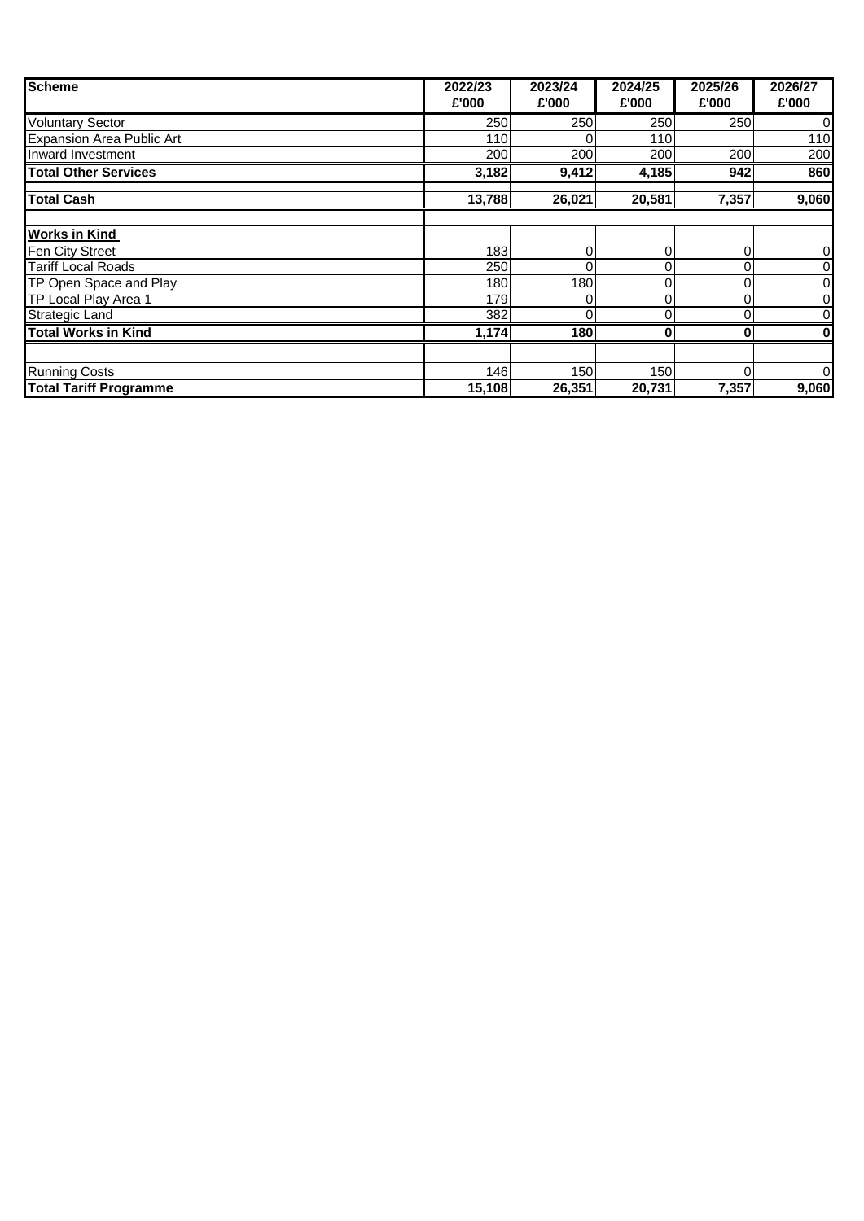| Scheme | 2022/23 £'000 | 2023/24 £'000 | 2024/25 £'000 | 2025/26 £'000 | 2026/27 £'000 |
|---|---|---|---|---|---|
| Voluntary Sector | 250 | 250 | 250 | 250 | 0 |
| Expansion Area Public Art | 110 | 0 | 110 | | 110 |
| Inward Investment | 200 | 200 | 200 | 200 | 200 |
| **Total Other Services** | **3,182** | **9,412** | **4,185** | **942** | **860** |
| | | | | | |
| **Total Cash** | **13,788** | **26,021** | **20,581** | **7,357** | **9,060** |
| | | | | | |
| **Works in Kind** | | | | | |
| Fen City Street | 183 | 0 | 0 | 0 | 0 |
| Tariff Local Roads | 250 | 0 | 0 | 0 | 0 |
| TP Open Space and Play | 180 | 180 | 0 | 0 | 0 |
| TP Local Play Area 1 | 179 | 0 | 0 | 0 | 0 |
| Strategic Land | 382 | 0 | 0 | 0 | 0 |
| **Total Works in Kind** | **1,174** | **180** | **0** | **0** | **0** |
| | | | | | |
| Running Costs | 146 | 150 | 150 | 0 | 0 |
| **Total Tariff Programme** | **15,108** | **26,351** | **20,731** | **7,357** | **9,060** |